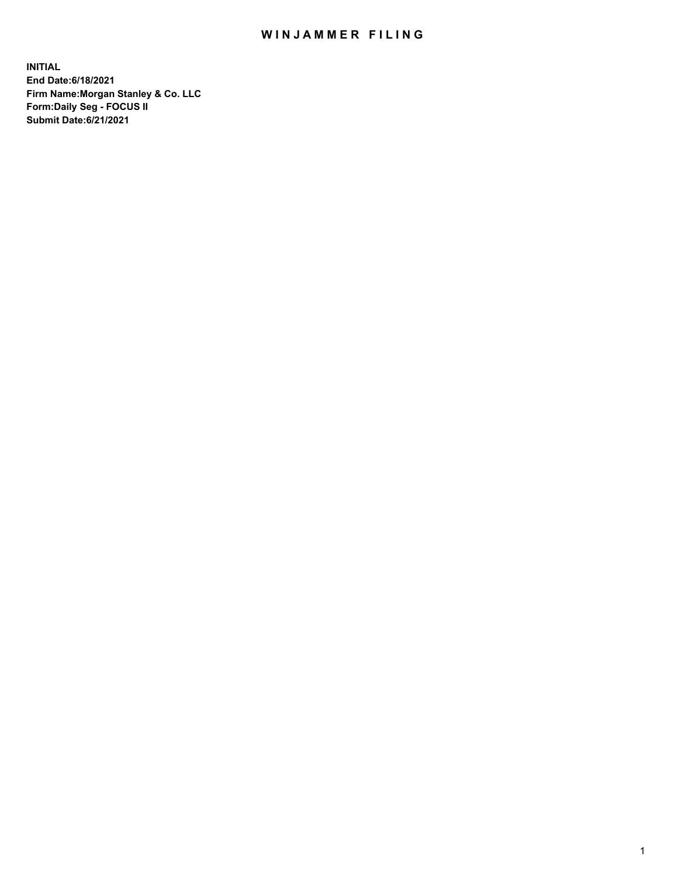# WINJAMMER FILING

**INITIAL**
**End Date:6/18/2021**
**Firm Name:Morgan Stanley & Co. LLC**
**Form:Daily Seg - FOCUS II**
**Submit Date:6/21/2021**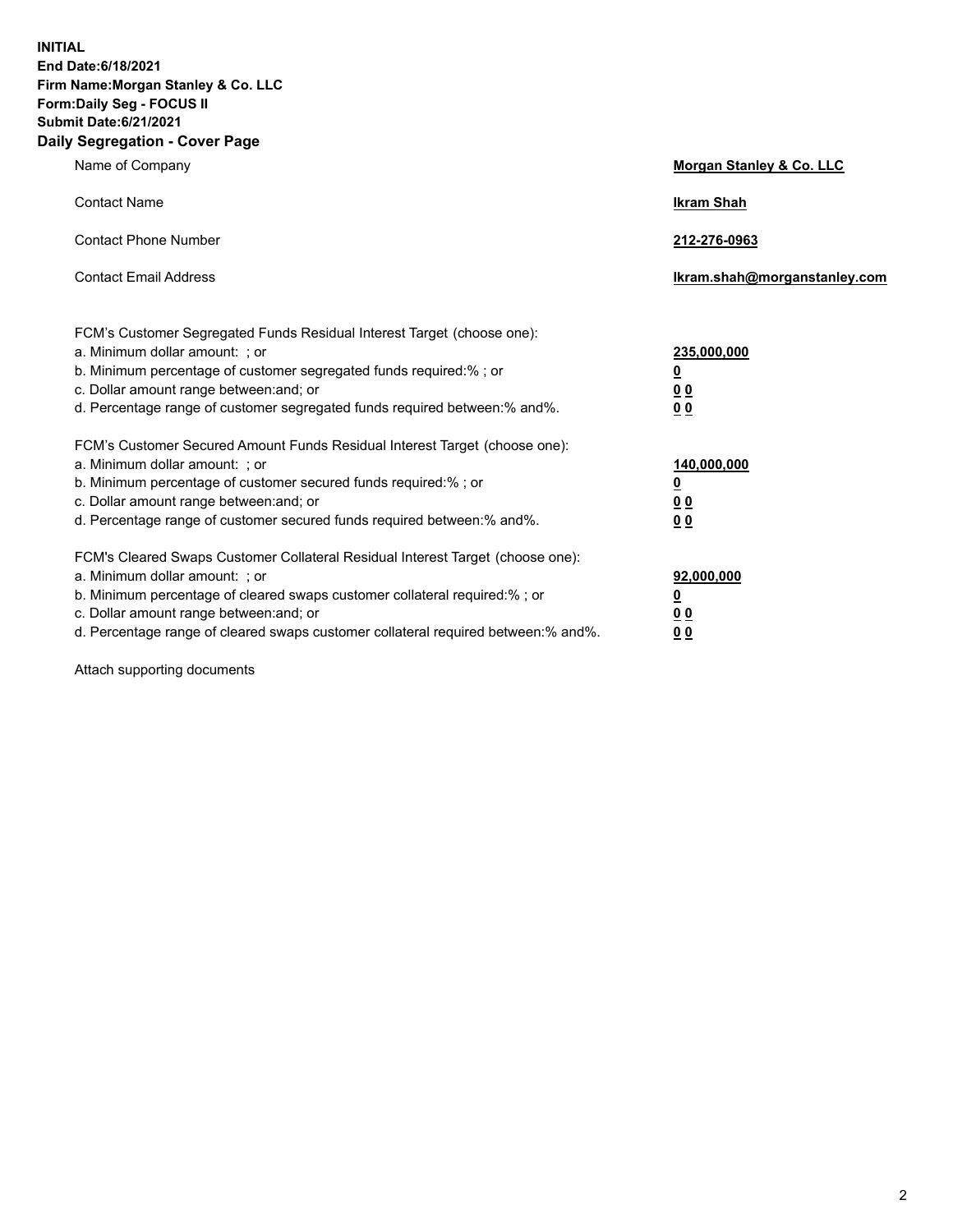**INITIAL**
**End Date:6/18/2021**
**Firm Name:Morgan Stanley & Co. LLC**
**Form:Daily Seg - FOCUS II**
**Submit Date:6/21/2021**

**Daily Segregation - Cover Page**

| | |
|---|---|
| Name of Company | **Morgan Stanley & Co. LLC** |
| Contact Name | **Ikram Shah** |
| Contact Phone Number | **212-276-0963** |
| Contact Email Address | **Ikram.shah@morganstanley.com** |
| FCM's Customer Segregated Funds Residual Interest Target (choose one): | |
| a. Minimum dollar amount: ; or | **235,000,000** |
| b. Minimum percentage of customer segregated funds required:% ; or | **0** |
| c. Dollar amount range between:and; or | **0 0** |
| d. Percentage range of customer segregated funds required between:% and%. | **0 0** |
| FCM's Customer Secured Amount Funds Residual Interest Target (choose one): | |
| a. Minimum dollar amount: ; or | **140,000,000** |
| b. Minimum percentage of customer secured funds required:% ; or | **0** |
| c. Dollar amount range between:and; or | **0 0** |
| d. Percentage range of customer secured funds required between:% and%. | **0 0** |
| FCM's Cleared Swaps Customer Collateral Residual Interest Target (choose one): | |
| a. Minimum dollar amount: ; or | **92,000,000** |
| b. Minimum percentage of cleared swaps customer collateral required:% ; or | **0** |
| c. Dollar amount range between:and; or | **0 0** |
| d. Percentage range of cleared swaps customer collateral required between:% and%. | **0 0** |

Attach supporting documents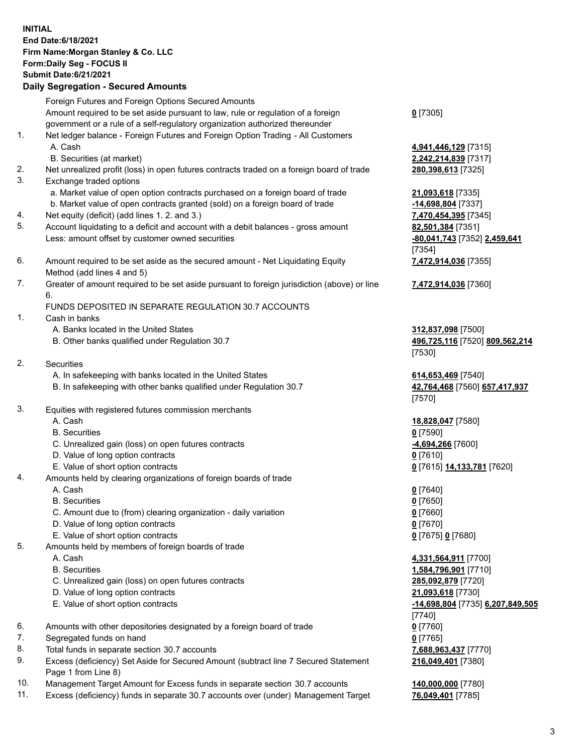**INITIAL**
**End Date:6/18/2021**
**Firm Name:Morgan Stanley & Co. LLC**
**Form:Daily Seg - FOCUS II**
**Submit Date:6/21/2021**

**Daily Segregation - Secured Amounts**

| | | |
|---|---|---|
| | Foreign Futures and Foreign Options Secured Amounts | |
| | Amount required to be set aside pursuant to law, rule or regulation of a foreign government or a rule of a self-regulatory organization authorized thereunder | **0** [7305] |
| 1. | Net ledger balance - Foreign Futures and Foreign Option Trading - All Customers | |
| | A. Cash | **4,941,446,129** [7315] |
| | B. Securities (at market) | **2,242,214,839** [7317] |
| 2. | Net unrealized profit (loss) in open futures contracts traded on a foreign board of trade | **280,398,613** [7325] |
| 3. | Exchange traded options | |
| | a. Market value of open option contracts purchased on a foreign board of trade | **21,093,618** [7335] |
| | b. Market value of open contracts granted (sold) on a foreign board of trade | **-14,698,804** [7337] |
| 4. | Net equity (deficit) (add lines 1. 2. and 3.) | **7,470,454,395** [7345] |
| 5. | Account liquidating to a deficit and account with a debit balances - gross amount | **82,501,384** [7351] |
| | Less: amount offset by customer owned securities | **-80,041,743** [7352] **2,459,641** [7354] |
| 6. | Amount required to be set aside as the secured amount - Net Liquidating Equity Method (add lines 4 and 5) | **7,472,914,036** [7355] |
| 7. | Greater of amount required to be set aside pursuant to foreign jurisdiction (above) or line 6. | **7,472,914,036** [7360] |
| | FUNDS DEPOSITED IN SEPARATE REGULATION 30.7 ACCOUNTS | |
| 1. | Cash in banks | |
| | A. Banks located in the United States | **312,837,098** [7500] |
| | B. Other banks qualified under Regulation 30.7 | **496,725,116** [7520] **809,562,214** [7530] |
| 2. | Securities | |
| | A. In safekeeping with banks located in the United States | **614,653,469** [7540] |
| | B. In safekeeping with other banks qualified under Regulation 30.7 | **42,764,468** [7560] **657,417,937** [7570] |
| 3. | Equities with registered futures commission merchants | |
| | A. Cash | **18,828,047** [7580] |
| | B. Securities | **0** [7590] |
| | C. Unrealized gain (loss) on open futures contracts | **-4,694,266** [7600] |
| | D. Value of long option contracts | **0** [7610] |
| | E. Value of short option contracts | **0** [7615] **14,133,781** [7620] |
| 4. | Amounts held by clearing organizations of foreign boards of trade | |
| | A. Cash | **0** [7640] |
| | B. Securities | **0** [7650] |
| | C. Amount due to (from) clearing organization - daily variation | **0** [7660] |
| | D. Value of long option contracts | **0** [7670] |
| | E. Value of short option contracts | **0** [7675] **0** [7680] |
| 5. | Amounts held by members of foreign boards of trade | |
| | A. Cash | **4,331,564,911** [7700] |
| | B. Securities | **1,584,796,901** [7710] |
| | C. Unrealized gain (loss) on open futures contracts | **285,092,879** [7720] |
| | D. Value of long option contracts | **21,093,618** [7730] |
| | E. Value of short option contracts | **-14,698,804** [7735] **6,207,849,505** [7740] |
| 6. | Amounts with other depositories designated by a foreign board of trade | **0** [7760] |
| 7. | Segregated funds on hand | **0** [7765] |
| 8. | Total funds in separate section 30.7 accounts | **7,688,963,437** [7770] |
| 9. | Excess (deficiency) Set Aside for Secured Amount (subtract line 7 Secured Statement Page 1 from Line 8) | **216,049,401** [7380] |
| 10. | Management Target Amount for Excess funds in separate section 30.7 accounts | **140,000,000** [7780] |
| 11. | Excess (deficiency) funds in separate 30.7 accounts over (under) Management Target | **76,049,401** [7785] |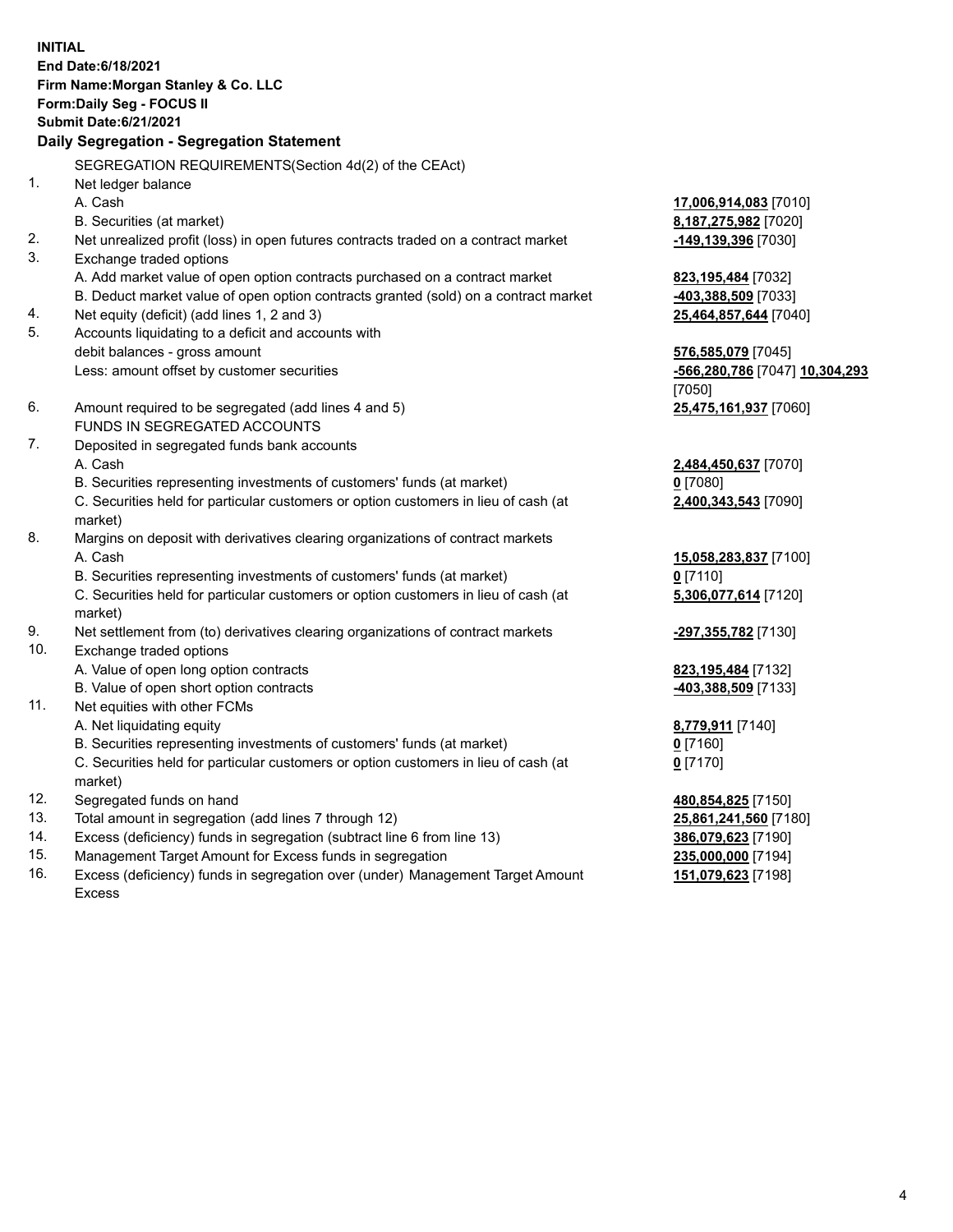**INITIAL**
**End Date:6/18/2021**
**Firm Name:Morgan Stanley & Co. LLC**
**Form:Daily Seg - FOCUS II**
**Submit Date:6/21/2021**

**Daily Segregation - Segregation Statement**

SEGREGATION REQUIREMENTS(Section 4d(2) of the CEAct)

| | | |
|---|---|---|
| 1. | Net ledger balance | |
| | A. Cash | **17,006,914,083** [7010] |
| | B. Securities (at market) | **8,187,275,982** [7020] |
| 2. | Net unrealized profit (loss) in open futures contracts traded on a contract market | **-149,139,396** [7030] |
| 3. | Exchange traded options | |
| | A. Add market value of open option contracts purchased on a contract market | **823,195,484** [7032] |
| | B. Deduct market value of open option contracts granted (sold) on a contract market | **-403,388,509** [7033] |
| 4. | Net equity (deficit) (add lines 1, 2 and 3) | **25,464,857,644** [7040] |
| 5. | Accounts liquidating to a deficit and accounts with debit balances - gross amount | **576,585,079** [7045] |
| | Less: amount offset by customer securities | **-566,280,786** [7047] **10,304,293** [7050] |
| 6. | Amount required to be segregated (add lines 4 and 5) | **25,475,161,937** [7060] |
| | FUNDS IN SEGREGATED ACCOUNTS | |
| 7. | Deposited in segregated funds bank accounts | |
| | A. Cash | **2,484,450,637** [7070] |
| | B. Securities representing investments of customers' funds (at market) | **0** [7080] |
| | C. Securities held for particular customers or option customers in lieu of cash (at market) | **2,400,343,543** [7090] |
| 8. | Margins on deposit with derivatives clearing organizations of contract markets | |
| | A. Cash | **15,058,283,837** [7100] |
| | B. Securities representing investments of customers' funds (at market) | **0** [7110] |
| | C. Securities held for particular customers or option customers in lieu of cash (at market) | **5,306,077,614** [7120] |
| 9. | Net settlement from (to) derivatives clearing organizations of contract markets | **-297,355,782** [7130] |
| 10. | Exchange traded options | |
| | A. Value of open long option contracts | **823,195,484** [7132] |
| | B. Value of open short option contracts | **-403,388,509** [7133] |
| 11. | Net equities with other FCMs | |
| | A. Net liquidating equity | **8,779,911** [7140] |
| | B. Securities representing investments of customers' funds (at market) | **0** [7160] |
| | C. Securities held for particular customers or option customers in lieu of cash (at market) | **0** [7170] |
| 12. | Segregated funds on hand | **480,854,825** [7150] |
| 13. | Total amount in segregation (add lines 7 through 12) | **25,861,241,560** [7180] |
| 14. | Excess (deficiency) funds in segregation (subtract line 6 from line 13) | **386,079,623** [7190] |
| 15. | Management Target Amount for Excess funds in segregation | **235,000,000** [7194] |
| 16. | Excess (deficiency) funds in segregation over (under) Management Target Amount Excess | **151,079,623** [7198] |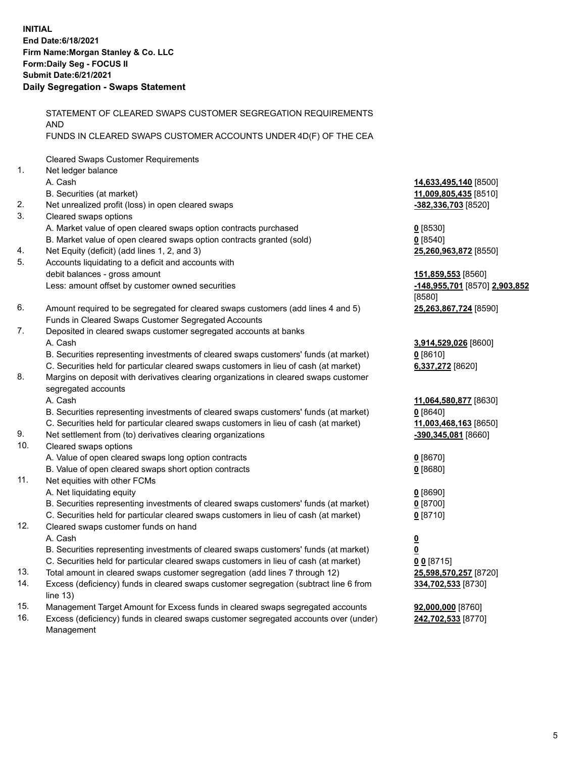**INITIAL**
**End Date:6/18/2021**
**Firm Name:Morgan Stanley & Co. LLC**
**Form:Daily Seg - FOCUS II**
**Submit Date:6/21/2021**
**Daily Segregation - Swaps Statement**

STATEMENT OF CLEARED SWAPS CUSTOMER SEGREGATION REQUIREMENTS AND FUNDS IN CLEARED SWAPS CUSTOMER ACCOUNTS UNDER 4D(F) OF THE CEA

| | | |
|---|---|---|
| | Cleared Swaps Customer Requirements | |
| 1. | Net ledger balance | |
| | A. Cash | **14,633,495,140** [8500] |
| | B. Securities (at market) | **11,009,805,435** [8510] |
| 2. | Net unrealized profit (loss) in open cleared swaps | **-382,336,703** [8520] |
| 3. | Cleared swaps options | |
| | A. Market value of open cleared swaps option contracts purchased | **0** [8530] |
| | B. Market value of open cleared swaps option contracts granted (sold) | **0** [8540] |
| 4. | Net Equity (deficit) (add lines 1, 2, and 3) | **25,260,963,872** [8550] |
| 5. | Accounts liquidating to a deficit and accounts with debit balances - gross amount | **151,859,553** [8560] |
| | Less: amount offset by customer owned securities | **-148,955,701** [8570] **2,903,852** [8580] |
| 6. | Amount required to be segregated for cleared swaps customers (add lines 4 and 5) | **25,263,867,724** [8590] |
| | Funds in Cleared Swaps Customer Segregated Accounts | |
| 7. | Deposited in cleared swaps customer segregated accounts at banks | |
| | A. Cash | **3,914,529,026** [8600] |
| | B. Securities representing investments of cleared swaps customers' funds (at market) | **0** [8610] |
| | C. Securities held for particular cleared swaps customers in lieu of cash (at market) | **6,337,272** [8620] |
| 8. | Margins on deposit with derivatives clearing organizations in cleared swaps customer segregated accounts | |
| | A. Cash | **11,064,580,877** [8630] |
| | B. Securities representing investments of cleared swaps customers' funds (at market) | **0** [8640] |
| | C. Securities held for particular cleared swaps customers in lieu of cash (at market) | **11,003,468,163** [8650] |
| 9. | Net settlement from (to) derivatives clearing organizations | **-390,345,081** [8660] |
| 10. | Cleared swaps options | |
| | A. Value of open cleared swaps long option contracts | **0** [8670] |
| | B. Value of open cleared swaps short option contracts | **0** [8680] |
| 11. | Net equities with other FCMs | |
| | A. Net liquidating equity | **0** [8690] |
| | B. Securities representing investments of cleared swaps customers' funds (at market) | **0** [8700] |
| | C. Securities held for particular cleared swaps customers in lieu of cash (at market) | **0** [8710] |
| 12. | Cleared swaps customer funds on hand | |
| | A. Cash | **0** |
| | B. Securities representing investments of cleared swaps customers' funds (at market) | **0** |
| | C. Securities held for particular cleared swaps customers in lieu of cash (at market) | **0** **0** [8715] |
| 13. | Total amount in cleared swaps customer segregation (add lines 7 through 12) | **25,598,570,257** [8720] |
| 14. | Excess (deficiency) funds in cleared swaps customer segregation (subtract line 6 from line 13) | **334,702,533** [8730] |
| 15. | Management Target Amount for Excess funds in cleared swaps segregated accounts | **92,000,000** [8760] |
| 16. | Excess (deficiency) funds in cleared swaps customer segregated accounts over (under) Management | **242,702,533** [8770] |